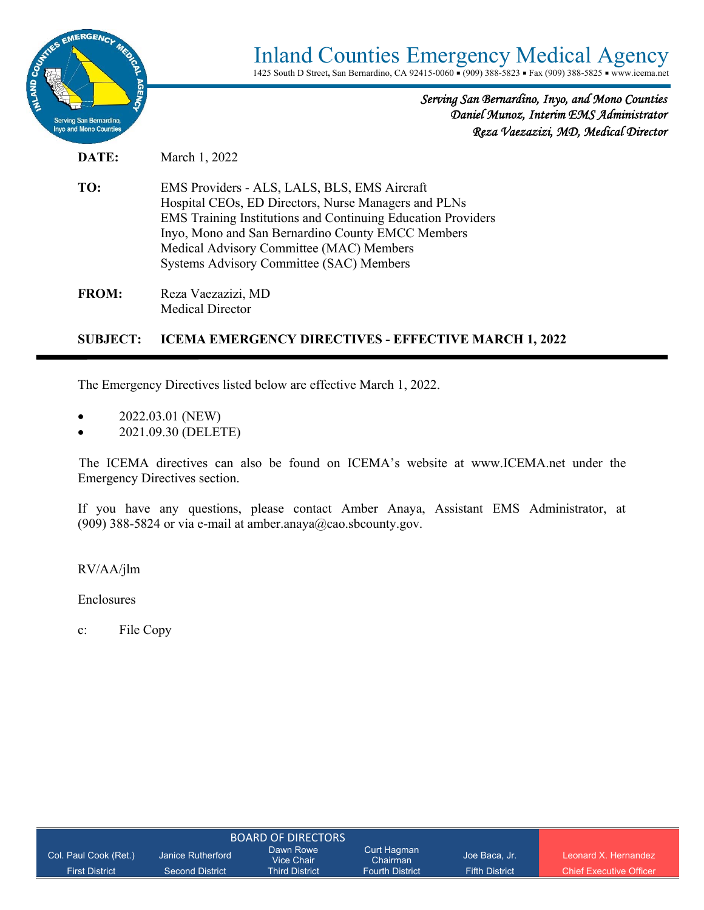# Inland Counties Emergency Medical Agency

1425 South D Street, San Bernardino, CA 92415-0060 ▪ (909) 388-5823 ▪ Fax (909) 388-5825 ▪ www.icema.net

*Serving San Bernardino, Inyo, and Mono Counties*
*Daniel Munoz, Interim EMS Administrator*
*Reza Vaezazizi, MD, Medical Director*

**DATE:** March 1, 2022

**TO:** EMS Providers - ALS, LALS, BLS, EMS Aircraft
Hospital CEOs, ED Directors, Nurse Managers and PLNs
EMS Training Institutions and Continuing Education Providers
Inyo, Mono and San Bernardino County EMCC Members
Medical Advisory Committee (MAC) Members
Systems Advisory Committee (SAC) Members

**FROM:** Reza Vaezazizi, MD
Medical Director

**SUBJECT: ICEMA EMERGENCY DIRECTIVES - EFFECTIVE MARCH 1, 2022**

---

The Emergency Directives listed below are effective March 1, 2022.

- 2022.03.01 (NEW)
- 2021.09.30 (DELETE)

The ICEMA directives can also be found on ICEMA's website at www.ICEMA.net under the Emergency Directives section.

If you have any questions, please contact Amber Anaya, Assistant EMS Administrator, at (909) 388-5824 or via e-mail at amber.anaya@cao.sbcounty.gov.

RV/AA/jlm

Enclosures

c: File Copy

| BOARD OF DIRECTORS | | | | | |
|---|---|---|---|---|---|
| Col. Paul Cook (Ret.) First District | Janice Rutherford Second District | Dawn Rowe Vice Chair Third District | Curt Hagman Chairman Fourth District | Joe Baca, Jr. Fifth District | Leonard X. Hernandez Chief Executive Officer |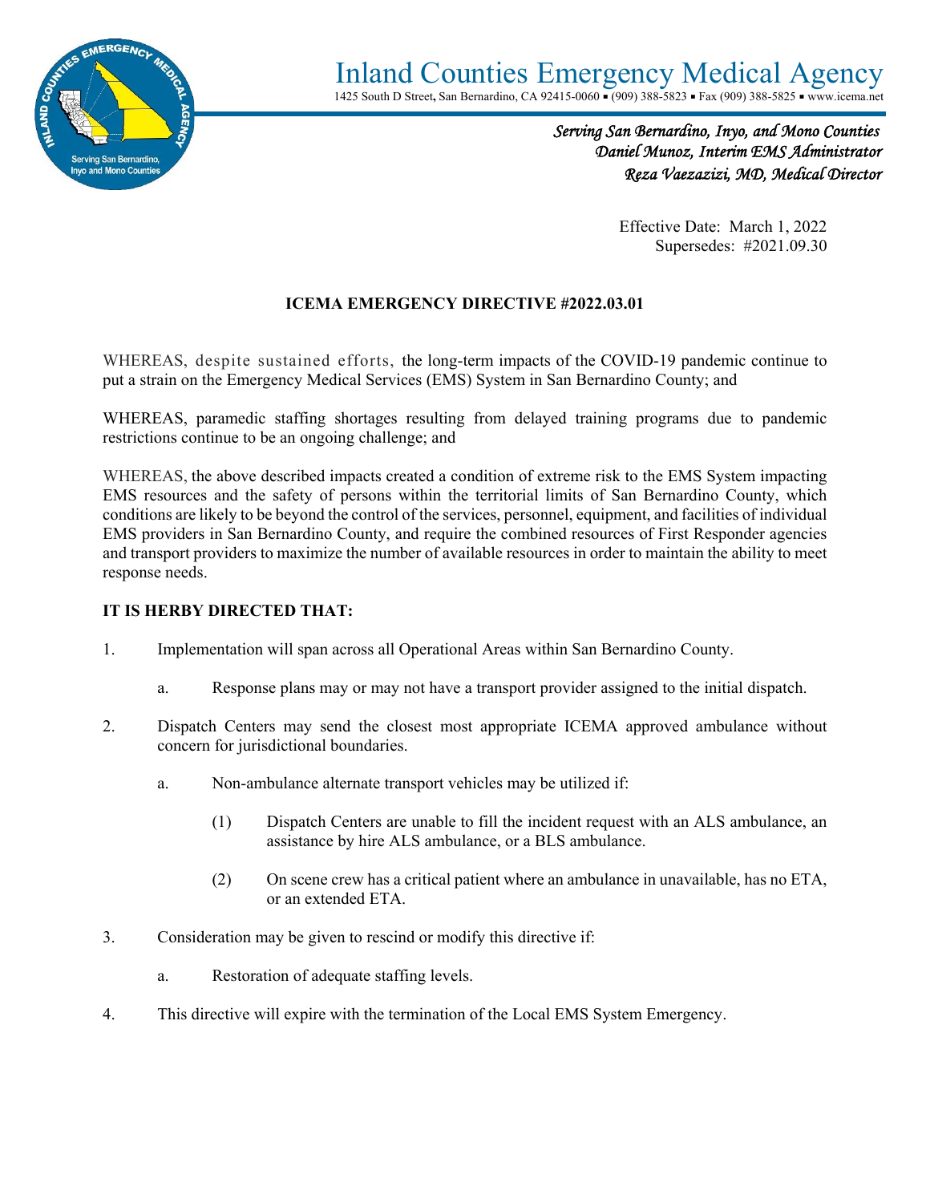# Inland Counties Emergency Medical Agency

1425 South D Street, San Bernardino, CA 92415-0060 ▪ (909) 388-5823 ▪ Fax (909) 388-5825 ▪ www.icema.net

*Serving San Bernardino, Inyo, and Mono Counties*
*Daniel Munoz, Interim EMS Administrator*
*Reza Vaezazizi, MD, Medical Director*

Effective Date: March 1, 2022
Supersedes: #2021.09.30

**ICEMA EMERGENCY DIRECTIVE #2022.03.01**

WHEREAS, despite sustained efforts, the long-term impacts of the COVID-19 pandemic continue to put a strain on the Emergency Medical Services (EMS) System in San Bernardino County; and

WHEREAS, paramedic staffing shortages resulting from delayed training programs due to pandemic restrictions continue to be an ongoing challenge; and

WHEREAS, the above described impacts created a condition of extreme risk to the EMS System impacting EMS resources and the safety of persons within the territorial limits of San Bernardino County, which conditions are likely to be beyond the control of the services, personnel, equipment, and facilities of individual EMS providers in San Bernardino County, and require the combined resources of First Responder agencies and transport providers to maximize the number of available resources in order to maintain the ability to meet response needs.

**IT IS HERBY DIRECTED THAT:**

1. Implementation will span across all Operational Areas within San Bernardino County.

    a. Response plans may or may not have a transport provider assigned to the initial dispatch.

2. Dispatch Centers may send the closest most appropriate ICEMA approved ambulance without concern for jurisdictional boundaries.

    a. Non-ambulance alternate transport vehicles may be utilized if:

        (1) Dispatch Centers are unable to fill the incident request with an ALS ambulance, an assistance by hire ALS ambulance, or a BLS ambulance.

        (2) On scene crew has a critical patient where an ambulance in unavailable, has no ETA, or an extended ETA.

3. Consideration may be given to rescind or modify this directive if:

    a. Restoration of adequate staffing levels.

4. This directive will expire with the termination of the Local EMS System Emergency.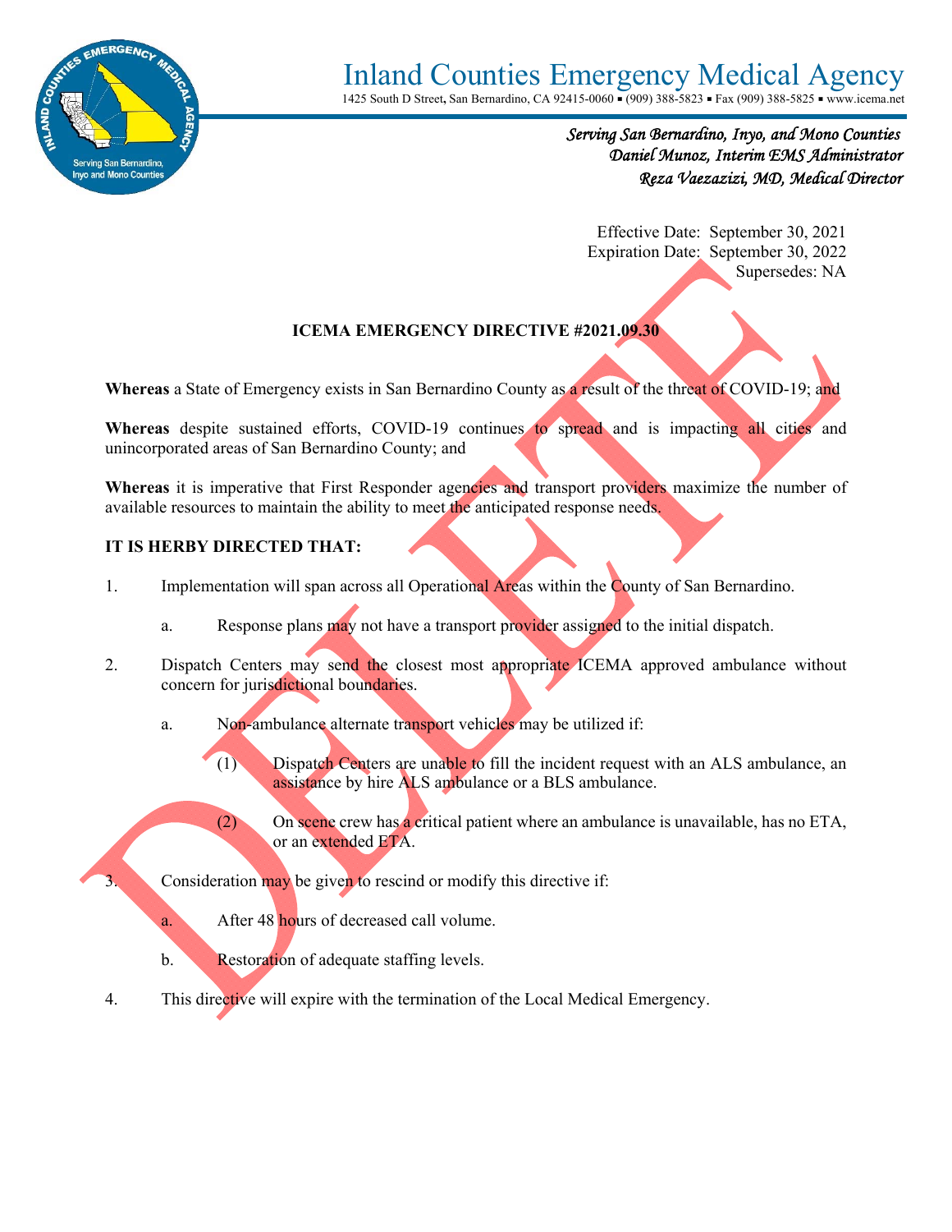# Inland Counties Emergency Medical Agency

1425 South D Street, San Bernardino, CA 92415-0060 ▪ (909) 388-5823 ▪ Fax (909) 388-5825 ▪ www.icema.net

*Serving San Bernardino, Inyo, and Mono Counties*
*Daniel Munoz, Interim EMS Administrator*
*Reza Vaezazizi, MD, Medical Director*

Effective Date: September 30, 2021
Expiration Date: September 30, 2022
Supersedes: NA

DELETE

## ICEMA EMERGENCY DIRECTIVE #2021.09.30

**Whereas** a State of Emergency exists in San Bernardino County as a result of the threat of COVID-19; and

**Whereas** despite sustained efforts, COVID-19 continues to spread and is impacting all cities and unincorporated areas of San Bernardino County; and

**Whereas** it is imperative that First Responder agencies and transport providers maximize the number of available resources to maintain the ability to meet the anticipated response needs.

**IT IS HERBY DIRECTED THAT:**

1. Implementation will span across all Operational Areas within the County of San Bernardino.

   a. Response plans may not have a transport provider assigned to the initial dispatch.

2. Dispatch Centers may send the closest most appropriate ICEMA approved ambulance without concern for jurisdictional boundaries.

   a. Non-ambulance alternate transport vehicles may be utilized if:

      (1) Dispatch Centers are unable to fill the incident request with an ALS ambulance, an assistance by hire ALS ambulance or a BLS ambulance.

      (2) On scene crew has a critical patient where an ambulance is unavailable, has no ETA, or an extended ETA.

3. Consideration may be given to rescind or modify this directive if:

   a. After 48 hours of decreased call volume.

   b. Restoration of adequate staffing levels.

4. This directive will expire with the termination of the Local Medical Emergency.